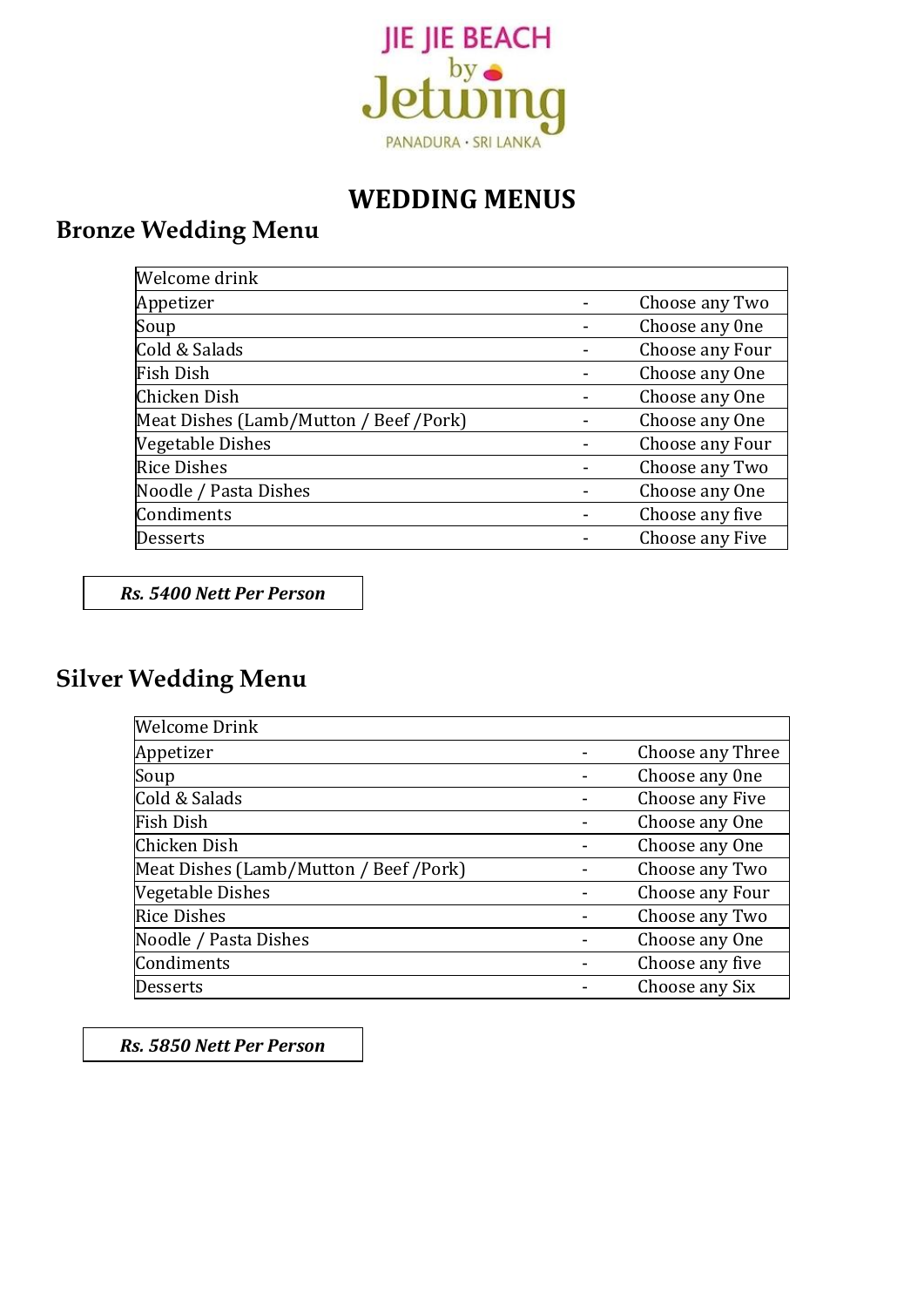JIE JIE BEACH
by Jetwing
PANADURA · SRI LANKA

# WEDDING MENUS

## Bronze Wedding Menu

| | | |
|---|---|---|
| Welcome drink | | |
| Appetizer | - | Choose any Two |
| Soup | - | Choose any One |
| Cold & Salads | - | Choose any Four |
| Fish Dish | - | Choose any One |
| Chicken Dish | - | Choose any One |
| Meat Dishes (Lamb/Mutton / Beef /Pork) | - | Choose any One |
| Vegetable Dishes | - | Choose any Four |
| Rice Dishes | - | Choose any Two |
| Noodle / Pasta Dishes | - | Choose any One |
| Condiments | - | Choose any five |
| Desserts | - | Choose any Five |

***Rs. 5400 Nett Per Person***

## Silver Wedding Menu

| | | |
|---|---|---|
| Welcome Drink | | |
| Appetizer | - | Choose any Three |
| Soup | - | Choose any One |
| Cold & Salads | - | Choose any Five |
| Fish Dish | - | Choose any One |
| Chicken Dish | - | Choose any One |
| Meat Dishes (Lamb/Mutton / Beef /Pork) | - | Choose any Two |
| Vegetable Dishes | - | Choose any Four |
| Rice Dishes | - | Choose any Two |
| Noodle / Pasta Dishes | - | Choose any One |
| Condiments | - | Choose any five |
| Desserts | - | Choose any Six |

***Rs. 5850 Nett Per Person***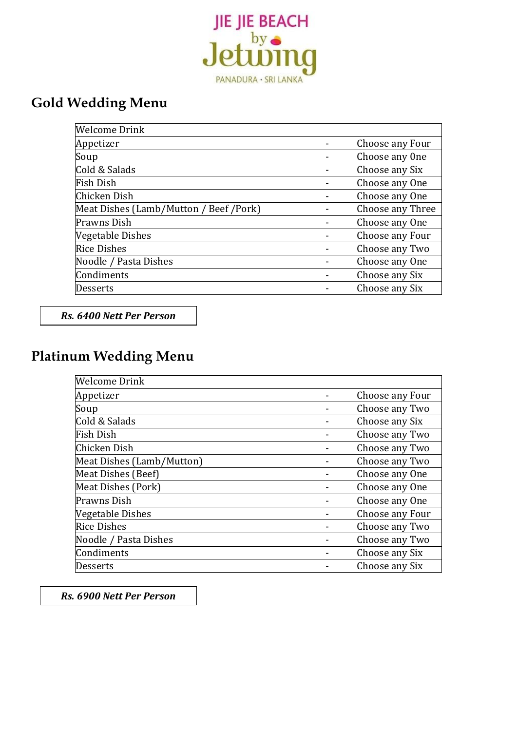JIE JIE BEACH by Jetwing
PANADURA • SRI LANKA

## Gold Wedding Menu

| | | |
|---|---|---|
| Welcome Drink | | |
| Appetizer | - | Choose any Four |
| Soup | - | Choose any One |
| Cold & Salads | - | Choose any Six |
| Fish Dish | - | Choose any One |
| Chicken Dish | - | Choose any One |
| Meat Dishes (Lamb/Mutton / Beef /Pork) | - | Choose any Three |
| Prawns Dish | - | Choose any One |
| Vegetable Dishes | - | Choose any Four |
| Rice Dishes | - | Choose any Two |
| Noodle / Pasta Dishes | - | Choose any One |
| Condiments | - | Choose any Six |
| Desserts | - | Choose any Six |

***Rs. 6400 Nett Per Person***

## Platinum Wedding Menu

| | | |
|---|---|---|
| Welcome Drink | | |
| Appetizer | - | Choose any Four |
| Soup | - | Choose any Two |
| Cold & Salads | - | Choose any Six |
| Fish Dish | - | Choose any Two |
| Chicken Dish | - | Choose any Two |
| Meat Dishes (Lamb/Mutton) | - | Choose any Two |
| Meat Dishes (Beef) | - | Choose any One |
| Meat Dishes (Pork) | - | Choose any One |
| Prawns Dish | - | Choose any One |
| Vegetable Dishes | - | Choose any Four |
| Rice Dishes | - | Choose any Two |
| Noodle / Pasta Dishes | - | Choose any Two |
| Condiments | - | Choose any Six |
| Desserts | - | Choose any Six |

***Rs. 6900 Nett Per Person***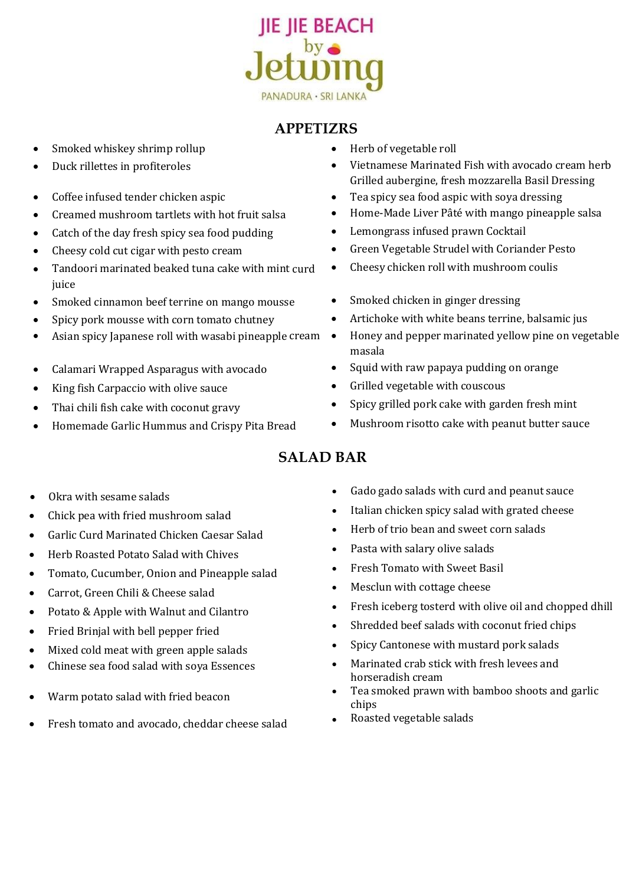JIE JIE BEACH by Jetwing

PANADURA • SRI LANKA

## APPETIZRS

- Smoked whiskey shrimp rollup
- Duck rillettes in profiteroles
- Coffee infused tender chicken aspic
- Creamed mushroom tartlets with hot fruit salsa
- Catch of the day fresh spicy sea food pudding
- Cheesy cold cut cigar with pesto cream
- Tandoori marinated beaked tuna cake with mint curd juice
- Smoked cinnamon beef terrine on mango mousse
- Spicy pork mousse with corn tomato chutney
- Asian spicy Japanese roll with wasabi pineapple cream
- Calamari Wrapped Asparagus with avocado
- King fish Carpaccio with olive sauce
- Thai chili fish cake with coconut gravy
- Homemade Garlic Hummus and Crispy Pita Bread
- Herb of vegetable roll
- Vietnamese Marinated Fish with avocado cream herb Grilled aubergine, fresh mozzarella Basil Dressing
- Tea spicy sea food aspic with soya dressing
- Home-Made Liver Pâté with mango pineapple salsa
- Lemongrass infused prawn Cocktail
- Green Vegetable Strudel with Coriander Pesto
- Cheesy chicken roll with mushroom coulis
- Smoked chicken in ginger dressing
- Artichoke with white beans terrine, balsamic jus
- Honey and pepper marinated yellow pine on vegetable masala
- Squid with raw papaya pudding on orange
- Grilled vegetable with couscous
- Spicy grilled pork cake with garden fresh mint
- Mushroom risotto cake with peanut butter sauce

## SALAD BAR

- Okra with sesame salads
- Chick pea with fried mushroom salad
- Garlic Curd Marinated Chicken Caesar Salad
- Herb Roasted Potato Salad with Chives
- Tomato, Cucumber, Onion and Pineapple salad
- Carrot, Green Chili & Cheese salad
- Potato & Apple with Walnut and Cilantro
- Fried Brinjal with bell pepper fried
- Mixed cold meat with green apple salads
- Chinese sea food salad with soya Essences
- Warm potato salad with fried beacon
- Fresh tomato and avocado, cheddar cheese salad
- Gado gado salads with curd and peanut sauce
- Italian chicken spicy salad with grated cheese
- Herb of trio bean and sweet corn salads
- Pasta with salary olive salads
- Fresh Tomato with Sweet Basil
- Mesclun with cottage cheese
- Fresh iceberg tosterd with olive oil and chopped dhill
- Shredded beef salads with coconut fried chips
- Spicy Cantonese with mustard pork salads
- Marinated crab stick with fresh levees and horseradish cream
- Tea smoked prawn with bamboo shoots and garlic chips
- Roasted vegetable salads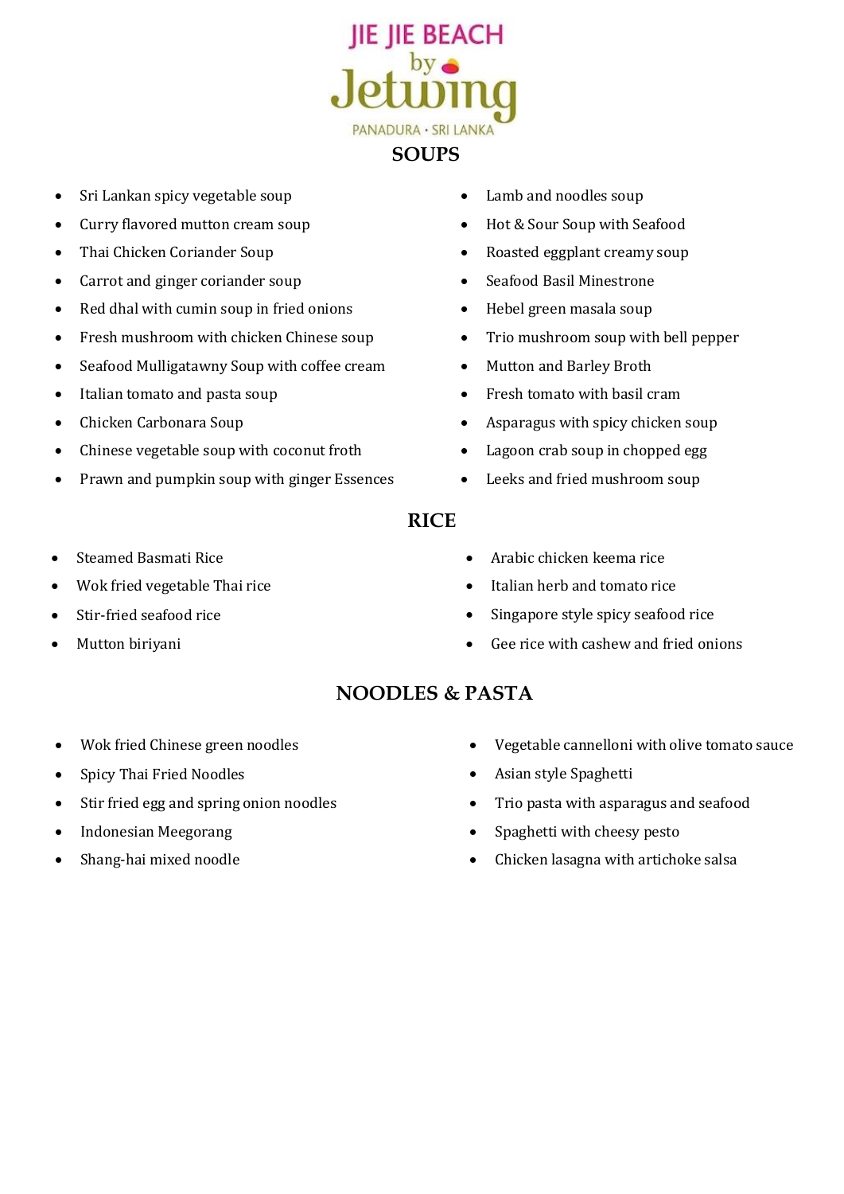JIE JIE BEACH by Jetwing
PANADURA · SRI LANKA

## SOUPS

- Sri Lankan spicy vegetable soup
- Curry flavored mutton cream soup
- Thai Chicken Coriander Soup
- Carrot and ginger coriander soup
- Red dhal with cumin soup in fried onions
- Fresh mushroom with chicken Chinese soup
- Seafood Mulligatawny Soup with coffee cream
- Italian tomato and pasta soup
- Chicken Carbonara Soup
- Chinese vegetable soup with coconut froth
- Prawn and pumpkin soup with ginger Essences
- Lamb and noodles soup
- Hot & Sour Soup with Seafood
- Roasted eggplant creamy soup
- Seafood Basil Minestrone
- Hebel green masala soup
- Trio mushroom soup with bell pepper
- Mutton and Barley Broth
- Fresh tomato with basil cram
- Asparagus with spicy chicken soup
- Lagoon crab soup in chopped egg
- Leeks and fried mushroom soup

## RICE

- Steamed Basmati Rice
- Wok fried vegetable Thai rice
- Stir-fried seafood rice
- Mutton biriyani
- Arabic chicken keema rice
- Italian herb and tomato rice
- Singapore style spicy seafood rice
- Gee rice with cashew and fried onions

## NOODLES & PASTA

- Wok fried Chinese green noodles
- Spicy Thai Fried Noodles
- Stir fried egg and spring onion noodles
- Indonesian Meegorang
- Shang-hai mixed noodle
- Vegetable cannelloni with olive tomato sauce
- Asian style Spaghetti
- Trio pasta with asparagus and seafood
- Spaghetti with cheesy pesto
- Chicken lasagna with artichoke salsa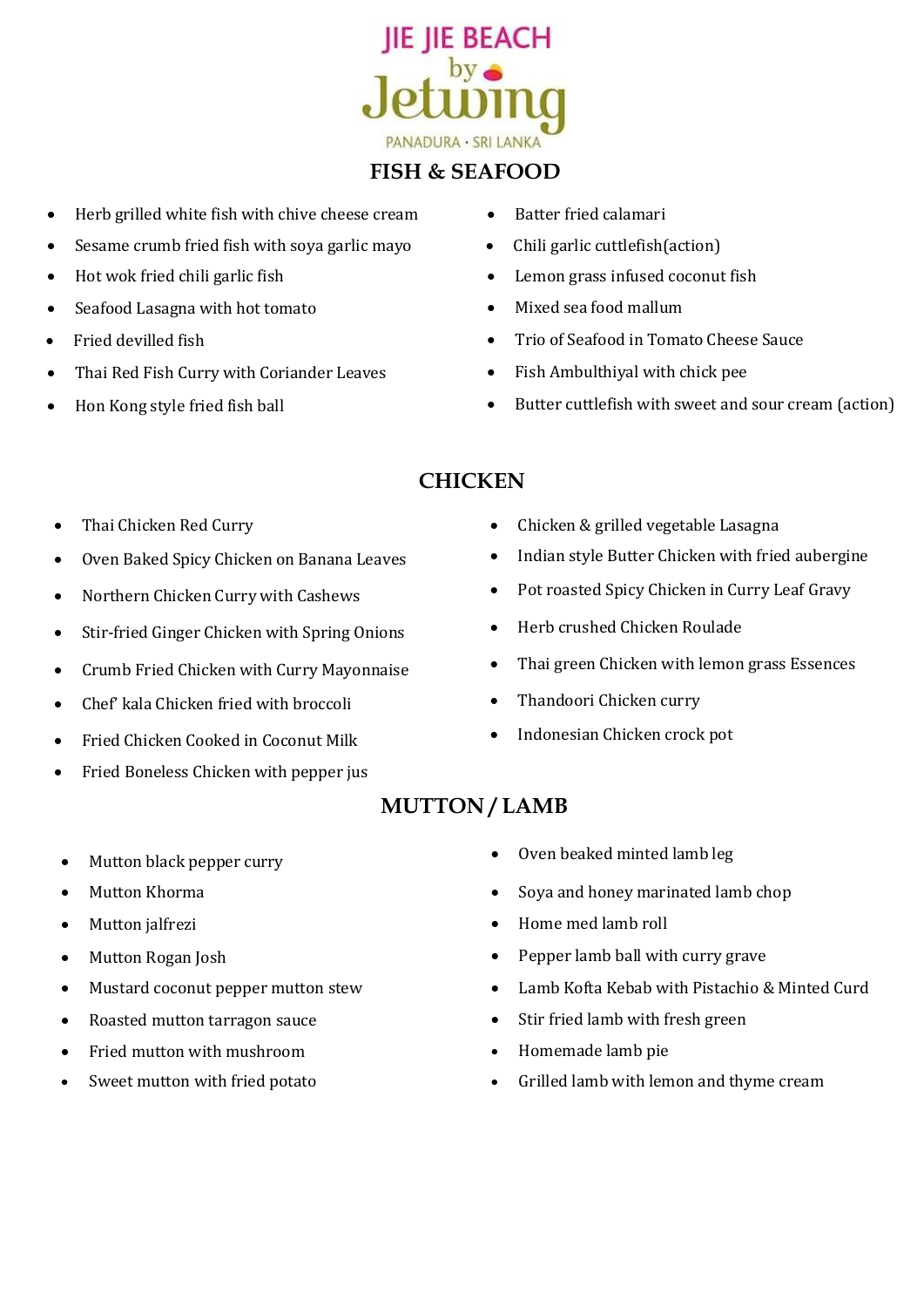JIE JIE BEACH by Jetwing

PANADURA · SRI LANKA

## FISH & SEAFOOD

- Herb grilled white fish with chive cheese cream
- Sesame crumb fried fish with soya garlic mayo
- Hot wok fried chili garlic fish
- Seafood Lasagna with hot tomato
- Fried devilled fish
- Thai Red Fish Curry with Coriander Leaves
- Hon Kong style fried fish ball
- Batter fried calamari
- Chili garlic cuttlefish(action)
- Lemon grass infused coconut fish
- Mixed sea food mallum
- Trio of Seafood in Tomato Cheese Sauce
- Fish Ambulthiyal with chick pee
- Butter cuttlefish with sweet and sour cream (action)

## CHICKEN

- Thai Chicken Red Curry
- Oven Baked Spicy Chicken on Banana Leaves
- Northern Chicken Curry with Cashews
- Stir-fried Ginger Chicken with Spring Onions
- Crumb Fried Chicken with Curry Mayonnaise
- Chef' kala Chicken fried with broccoli
- Fried Chicken Cooked in Coconut Milk
- Fried Boneless Chicken with pepper jus
- Chicken & grilled vegetable Lasagna
- Indian style Butter Chicken with fried aubergine
- Pot roasted Spicy Chicken in Curry Leaf Gravy
- Herb crushed Chicken Roulade
- Thai green Chicken with lemon grass Essences
- Thandoori Chicken curry
- Indonesian Chicken crock pot

## MUTTON / LAMB

- Mutton black pepper curry
- Mutton Khorma
- Mutton jalfrezi
- Mutton Rogan Josh
- Mustard coconut pepper mutton stew
- Roasted mutton tarragon sauce
- Fried mutton with mushroom
- Sweet mutton with fried potato
- Oven beaked minted lamb leg
- Soya and honey marinated lamb chop
- Home med lamb roll
- Pepper lamb ball with curry grave
- Lamb Kofta Kebab with Pistachio & Minted Curd
- Stir fried lamb with fresh green
- Homemade lamb pie
- Grilled lamb with lemon and thyme cream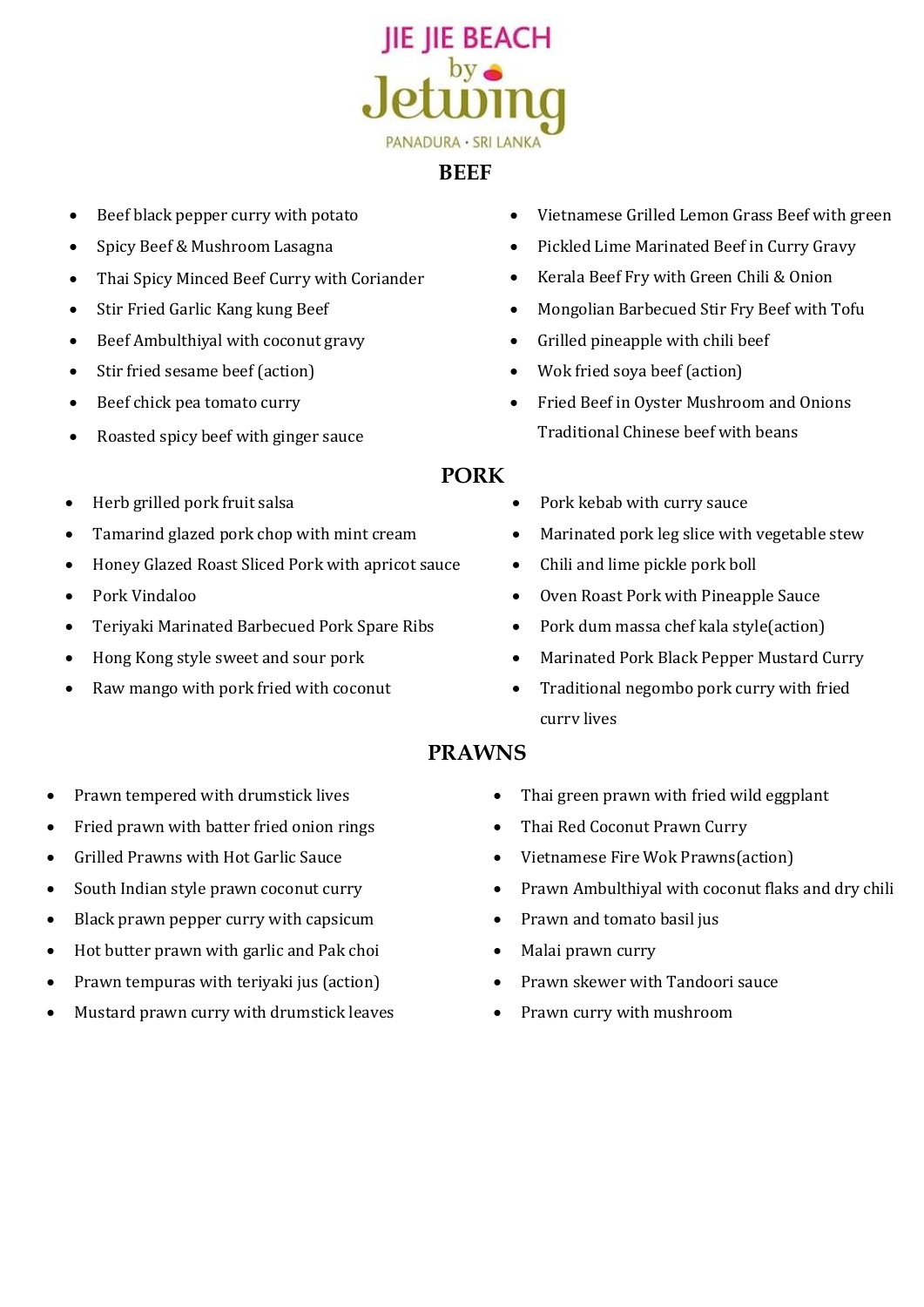# JIE JIE BEACH by Jetwing

PANADURA • SRI LANKA

## BEEF

- Beef black pepper curry with potato
- Spicy Beef & Mushroom Lasagna
- Thai Spicy Minced Beef Curry with Coriander
- Stir Fried Garlic Kang kung Beef
- Beef Ambulthiyal with coconut gravy
- Stir fried sesame beef (action)
- Beef chick pea tomato curry
- Roasted spicy beef with ginger sauce
- Vietnamese Grilled Lemon Grass Beef with green
- Pickled Lime Marinated Beef in Curry Gravy
- Kerala Beef Fry with Green Chili & Onion
- Mongolian Barbecued Stir Fry Beef with Tofu
- Grilled pineapple with chili beef
- Wok fried soya beef (action)
- Fried Beef in Oyster Mushroom and Onions
  Traditional Chinese beef with beans

## PORK

- Herb grilled pork fruit salsa
- Tamarind glazed pork chop with mint cream
- Honey Glazed Roast Sliced Pork with apricot sauce
- Pork Vindaloo
- Teriyaki Marinated Barbecued Pork Spare Ribs
- Hong Kong style sweet and sour pork
- Raw mango with pork fried with coconut
- Pork kebab with curry sauce
- Marinated pork leg slice with vegetable stew
- Chili and lime pickle pork boll
- Oven Roast Pork with Pineapple Sauce
- Pork dum massa chef kala style(action)
- Marinated Pork Black Pepper Mustard Curry
- Traditional negombo pork curry with fried curry lives

## PRAWNS

- Prawn tempered with drumstick lives
- Fried prawn with batter fried onion rings
- Grilled Prawns with Hot Garlic Sauce
- South Indian style prawn coconut curry
- Black prawn pepper curry with capsicum
- Hot butter prawn with garlic and Pak choi
- Prawn tempuras with teriyaki jus (action)
- Mustard prawn curry with drumstick leaves
- Thai green prawn with fried wild eggplant
- Thai Red Coconut Prawn Curry
- Vietnamese Fire Wok Prawns(action)
- Prawn Ambulthiyal with coconut flaks and dry chili
- Prawn and tomato basil jus
- Malai prawn curry
- Prawn skewer with Tandoori sauce
- Prawn curry with mushroom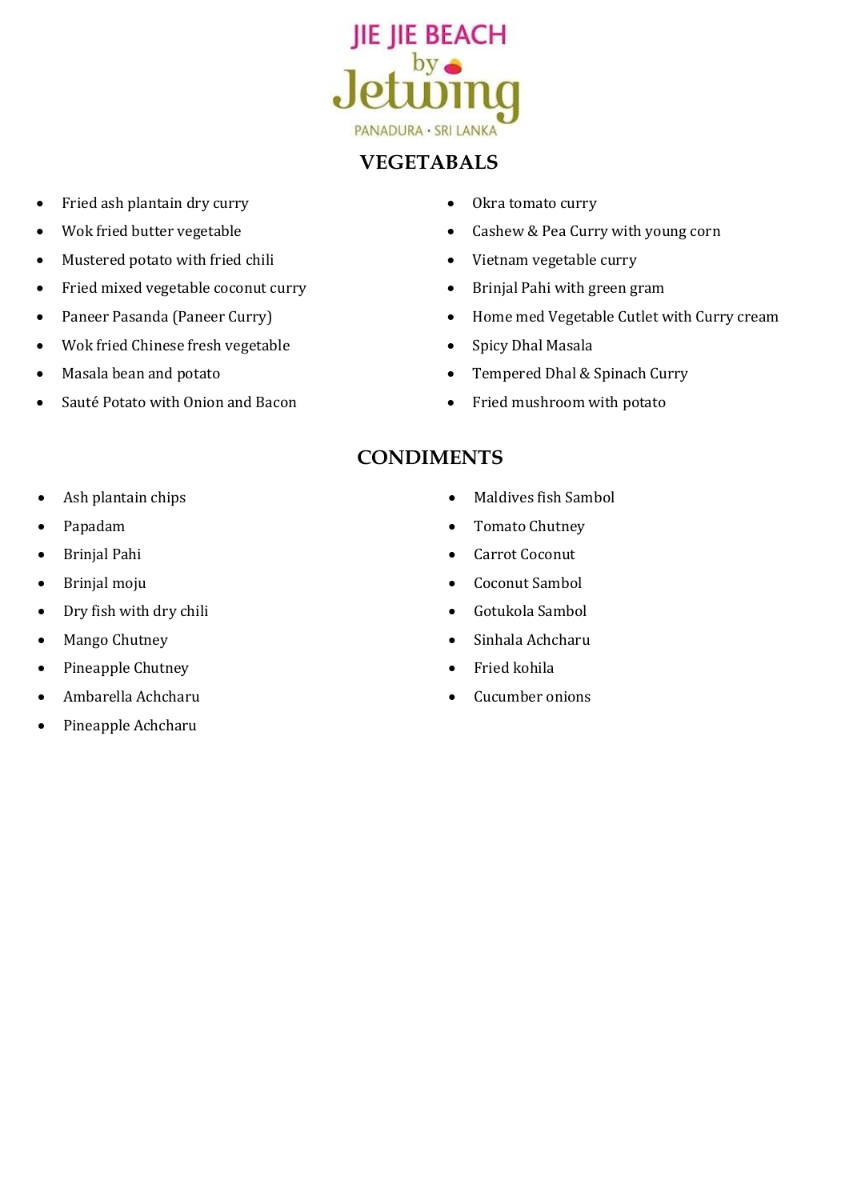JIE JIE BEACH by Jetwing
PANADURA · SRI LANKA

## VEGETABALS

- Fried ash plantain dry curry
- Wok fried butter vegetable
- Mustered potato with fried chili
- Fried mixed vegetable coconut curry
- Paneer Pasanda (Paneer Curry)
- Wok fried Chinese fresh vegetable
- Masala bean and potato
- Sauté Potato with Onion and Bacon
- Okra tomato curry
- Cashew & Pea Curry with young corn
- Vietnam vegetable curry
- Brinjal Pahi with green gram
- Home med Vegetable Cutlet with Curry cream
- Spicy Dhal Masala
- Tempered Dhal & Spinach Curry
- Fried mushroom with potato

## CONDIMENTS

- Ash plantain chips
- Papadam
- Brinjal Pahi
- Brinjal moju
- Dry fish with dry chili
- Mango Chutney
- Pineapple Chutney
- Ambarella Achcharu
- Pineapple Achcharu
- Maldives fish Sambol
- Tomato Chutney
- Carrot Coconut
- Coconut Sambol
- Gotukola Sambol
- Sinhala Achcharu
- Fried kohila
- Cucumber onions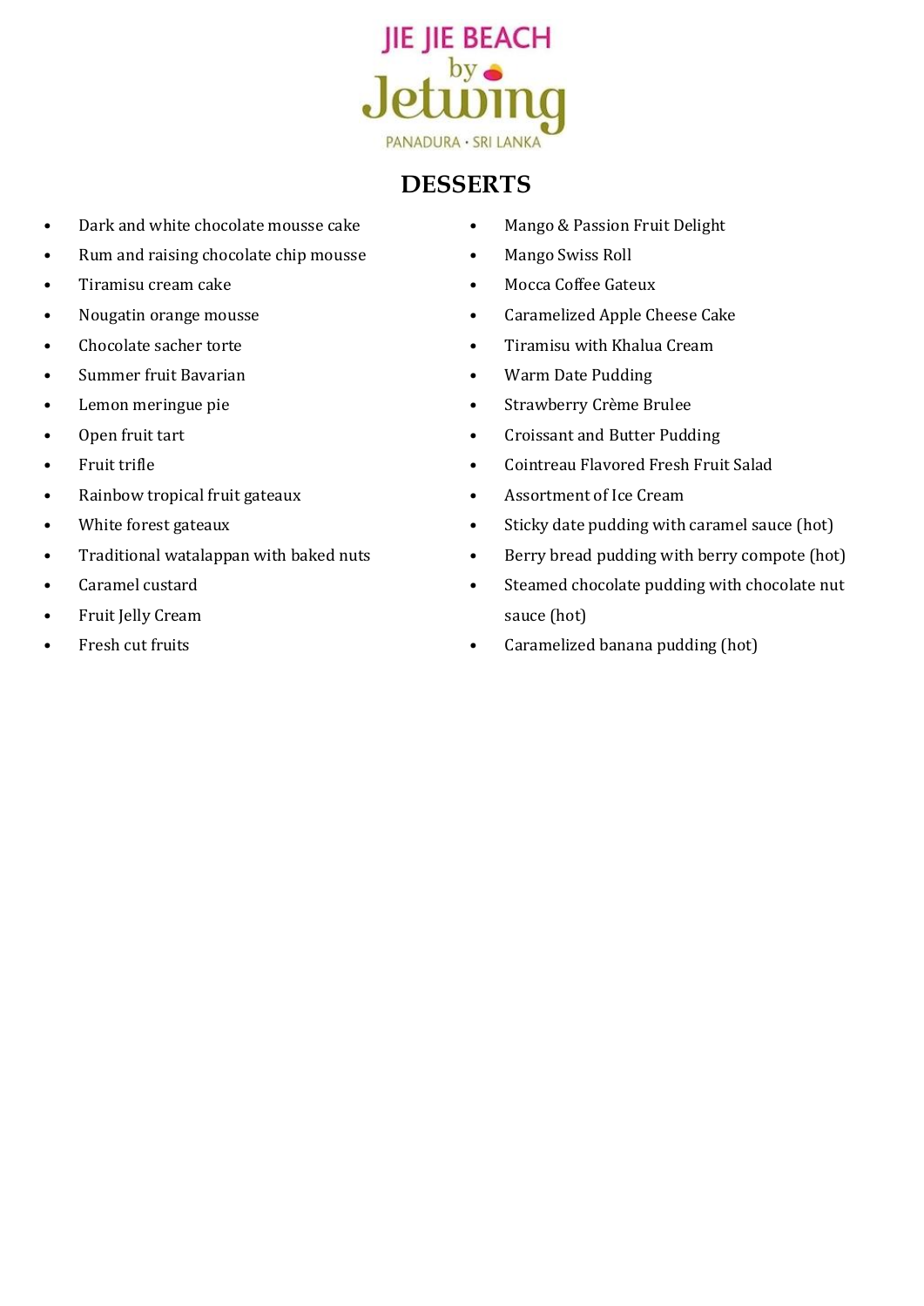JIE JIE BEACH by Jetwing
PANADURA · SRI LANKA

# DESSERTS

- Dark and white chocolate mousse cake
- Rum and raising chocolate chip mousse
- Tiramisu cream cake
- Nougatin orange mousse
- Chocolate sacher torte
- Summer fruit Bavarian
- Lemon meringue pie
- Open fruit tart
- Fruit trifle
- Rainbow tropical fruit gateaux
- White forest gateaux
- Traditional watalappan with baked nuts
- Caramel custard
- Fruit Jelly Cream
- Fresh cut fruits
- Mango & Passion Fruit Delight
- Mango Swiss Roll
- Mocca Coffee Gateux
- Caramelized Apple Cheese Cake
- Tiramisu with Khalua Cream
- Warm Date Pudding
- Strawberry Crème Brulee
- Croissant and Butter Pudding
- Cointreau Flavored Fresh Fruit Salad
- Assortment of Ice Cream
- Sticky date pudding with caramel sauce (hot)
- Berry bread pudding with berry compote (hot)
- Steamed chocolate pudding with chocolate nut sauce (hot)
- Caramelized banana pudding (hot)